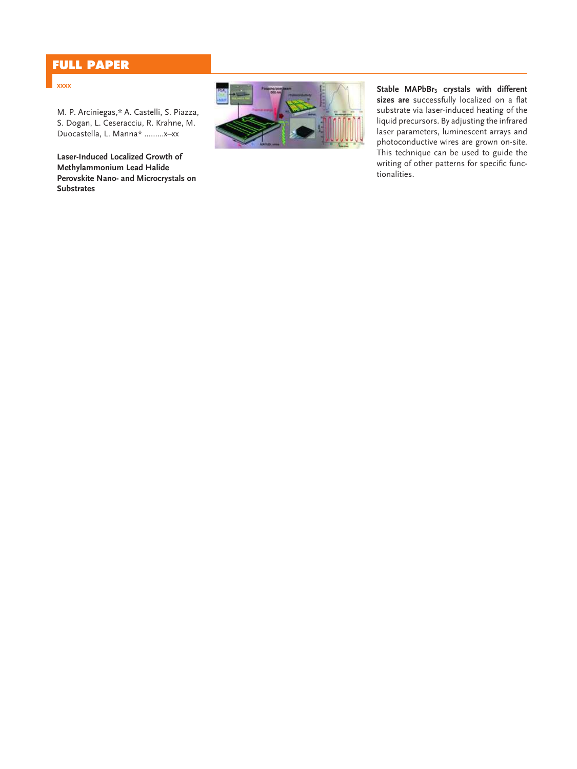# FULL PAPER

xxxx

M. P. Arciniegas,* A. Castelli, S. Piazza, S. Dogan, L. Ceseracciu, R. Krahne, M. Duocastella, L. Manna* .........x–xx

**Laser-Induced Localized Growth of Methylammonium Lead Halide Perovskite Nano- and Microcrystals on Substrates**

**Stable $MAPbBr_3$ crystals with different sizes are** successfully localized on a flat substrate via laser-induced heating of the liquid precursors. By adjusting the infrared laser parameters, luminescent arrays and photoconductive wires are grown on-site. This technique can be used to guide the writing of other patterns for specific functionalities.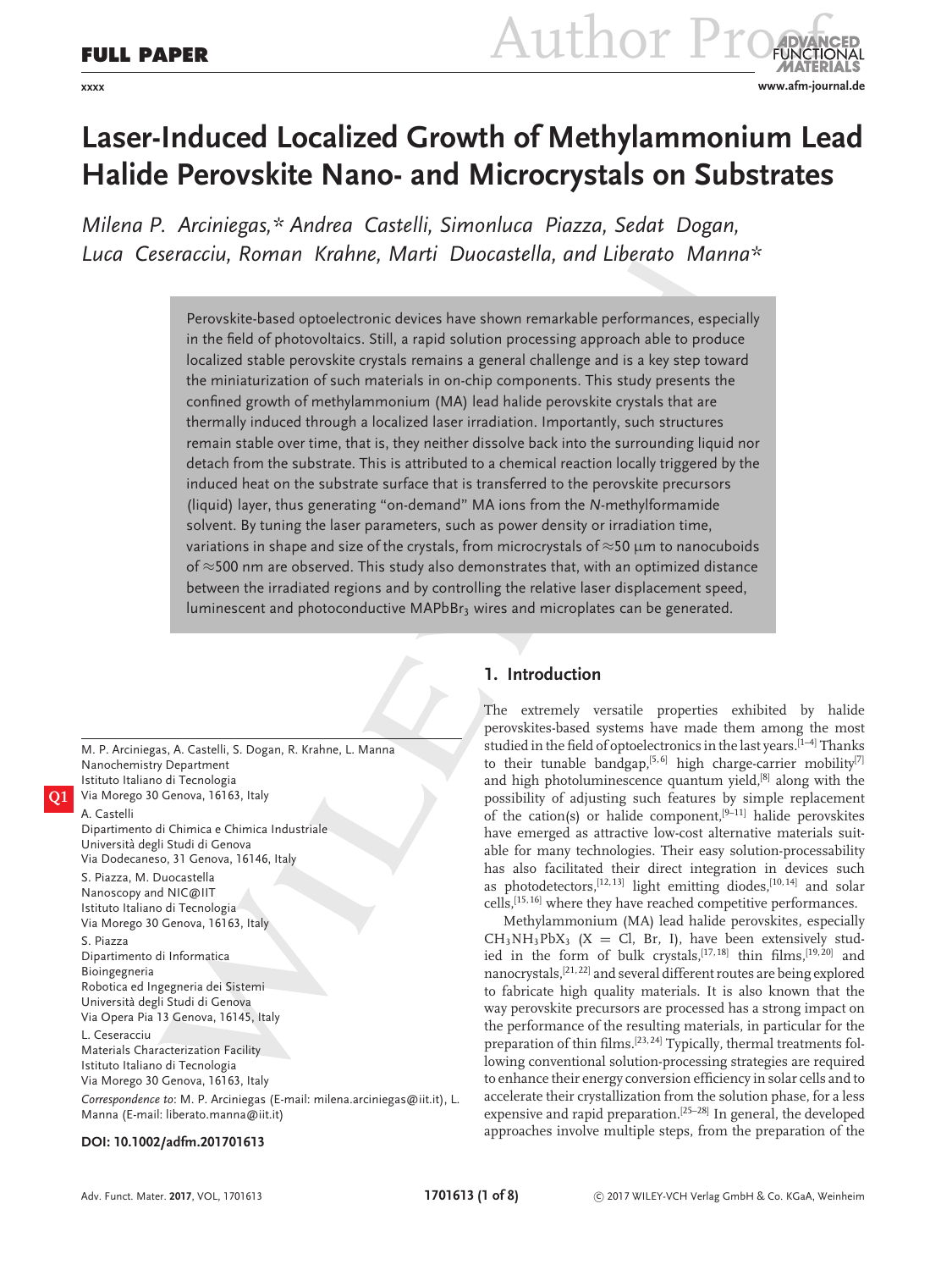# Laser-Induced Localized Growth of Methylammonium Lead Halide Perovskite Nano- and Microcrystals on Substrates

*Milena P. Arciniegas,\* Andrea Castelli, Simonluca Piazza, Sedat Dogan, Luca Ceseracciu, Roman Krahne, Marti Duocastella, and Liberato Manna\**

Perovskite-based optoelectronic devices have shown remarkable performances, especially in the field of photovoltaics. Still, a rapid solution processing approach able to produce localized stable perovskite crystals remains a general challenge and is a key step toward the miniaturization of such materials in on-chip components. This study presents the confined growth of methylammonium (MA) lead halide perovskite crystals that are thermally induced through a localized laser irradiation. Importantly, such structures remain stable over time, that is, they neither dissolve back into the surrounding liquid nor detach from the substrate. This is attributed to a chemical reaction locally triggered by the induced heat on the substrate surface that is transferred to the perovskite precursors (liquid) layer, thus generating "on-demand" MA ions from the *N*-methylformamide solvent. By tuning the laser parameters, such as power density or irradiation time, variations in shape and size of the crystals, from microcrystals of ≈50 μm to nanocuboids of ≈500 nm are observed. This study also demonstrates that, with an optimized distance between the irradiated regions and by controlling the relative laser displacement speed, luminescent and photoconductive $MAPbBr_3$ wires and microplates can be generated.

## 1. Introduction

The extremely versatile properties exhibited by halide perovskites-based systems have made them among the most studied in the field of optoelectronics in the last years.[1–4] Thanks to their tunable bandgap,[5,6] high charge-carrier mobility[7] and high photoluminescence quantum yield,[8] along with the possibility of adjusting such features by simple replacement of the cation(s) or halide component,[9–11] halide perovskites have emerged as attractive low-cost alternative materials suitable for many technologies. Their easy solution-processability has also facilitated their direct integration in devices such as photodetectors,[12,13] light emitting diodes,[10,14] and solar cells,[15,16] where they have reached competitive performances.

Methylammonium (MA) lead halide perovskites, especially $CH_3NH_3PbX_3$ (X = Cl, Br, I), have been extensively studied in the form of bulk crystals,[17,18] thin films,[19,20] and nanocrystals,[21,22] and several different routes are being explored to fabricate high quality materials. It is also known that the way perovskite precursors are processed has a strong impact on the performance of the resulting materials, in particular for the preparation of thin films.[23,24] Typically, thermal treatments following conventional solution-processing strategies are required to enhance their energy conversion efficiency in solar cells and to accelerate their crystallization from the solution phase, for a less expensive and rapid preparation.[25–28] In general, the developed approaches involve multiple steps, from the preparation of the

M. P. Arciniegas, A. Castelli, S. Dogan, R. Krahne, L. Manna
Nanochemistry Department
Istituto Italiano di Tecnologia
Via Morego 30 Genova, 16163, Italy

A. Castelli
Dipartimento di Chimica e Chimica Industriale
Università degli Studi di Genova
Via Dodecaneso, 31 Genova, 16146, Italy

S. Piazza, M. Duocastella
Nanoscopy and NIC@IIT
Istituto Italiano di Tecnologia
Via Morego 30 Genova, 16163, Italy

S. Piazza
Dipartimento di Informatica
Bioingegneria
Robotica ed Ingegneria dei Sistemi
Università degli Studi di Genova
Via Opera Pia 13 Genova, 16145, Italy

L. Ceseracciu
Materials Characterization Facility
Istituto Italiano di Tecnologia
Via Morego 30 Genova, 16163, Italy

*Correspondence to*: M. P. Arciniegas (E-mail: milena.arciniegas@iit.it), L. Manna (E-mail: liberato.manna@iit.it)

**DOI: 10.1002/adfm.201701613**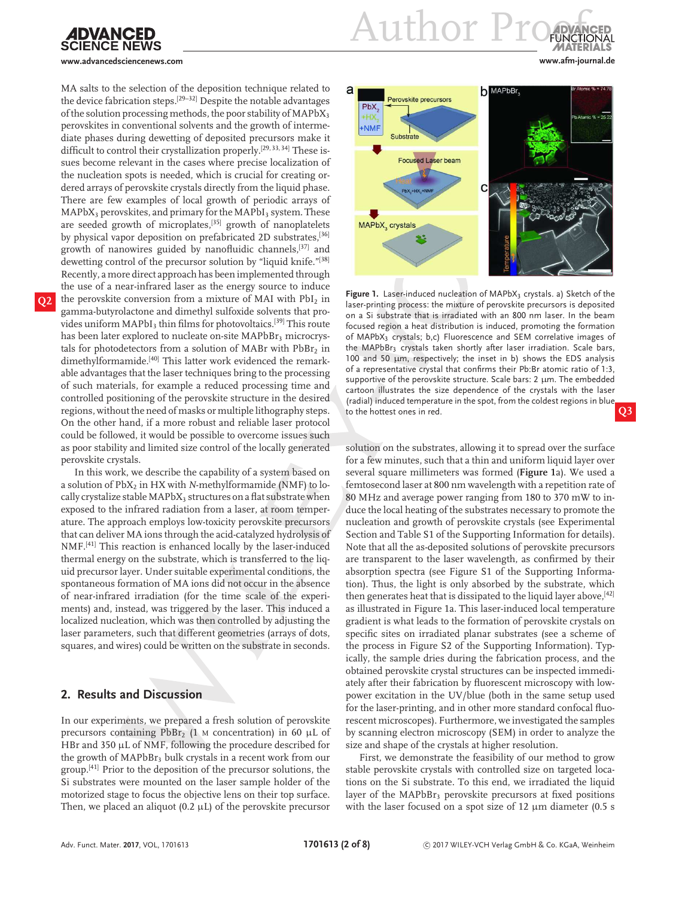MA salts to the selection of the deposition technique related to the device fabrication steps.[29–32] Despite the notable advantages of the solution processing methods, the poor stability of $MAPbX_3$ perovskites in conventional solvents and the growth of intermediate phases during dewetting of deposited precursors make it difficult to control their crystallization properly.[29,33,34] These issues become relevant in the cases where precise localization of the nucleation spots is needed, which is crucial for creating ordered arrays of perovskite crystals directly from the liquid phase. There are few examples of local growth of periodic arrays of $MAPbX_3$ perovskites, and primary for the $MAPbI_3$ system. These are seeded growth of microplates,[35] growth of nanoplatelets by physical vapor deposition on prefabricated 2D substrates,[36] growth of nanowires guided by nanofluidic channels,[37] and dewetting control of the precursor solution by "liquid knife."[38] Recently, a more direct approach has been implemented through the use of a near-infrared laser as the energy source to induce the perovskite conversion from a mixture of MAI with $PbI_2$ in gamma-butyrolactone and dimethyl sulfoxide solvents that provides uniform $MAPbI_3$ thin films for photovoltaics.[39] This route has been later explored to nucleate on-site $MAPbBr_3$ microcrystals for photodetectors from a solution of MABr with $PbBr_2$ in dimethylformamide.[40] This latter work evidenced the remarkable advantages that the laser techniques bring to the processing of such materials, for example a reduced processing time and controlled positioning of the perovskite structure in the desired regions, without the need of masks or multiple lithography steps. On the other hand, if a more robust and reliable laser protocol could be followed, it would be possible to overcome issues such as poor stability and limited size control of the locally generated perovskite crystals.

In this work, we describe the capability of a system based on a solution of $PbX_2$ in HX with *N*-methylformamide (NMF) to locally crystalize stable $MAPbX_3$ structures on a flat substrate when exposed to the infrared radiation from a laser, at room temperature. The approach employs low-toxicity perovskite precursors that can deliver MA ions through the acid-catalyzed hydrolysis of NMF.[41] This reaction is enhanced locally by the laser-induced thermal energy on the substrate, which is transferred to the liquid precursor layer. Under suitable experimental conditions, the spontaneous formation of MA ions did not occur in the absence of near-infrared irradiation (for the time scale of the experiments) and, instead, was triggered by the laser. This induced a localized nucleation, which was then controlled by adjusting the laser parameters, such that different geometries (arrays of dots, squares, and wires) could be written on the substrate in seconds.

## 2. Results and Discussion

In our experiments, we prepared a fresh solution of perovskite precursors containing $PbBr_2$ (1 M concentration) in 60 µL of HBr and 350 µL of NMF, following the procedure described for the growth of $MAPbBr_3$ bulk crystals in a recent work from our group.[41] Prior to the deposition of the precursor solutions, the Si substrates were mounted on the laser sample holder of the motorized stage to focus the objective lens on their top surface. Then, we placed an aliquot (0.2 µL) of the perovskite precursor

**Figure 1.** Laser-induced nucleation of $MAPbX_3$ crystals. a) Sketch of the laser-printing process: the mixture of perovskite precursors is deposited on a Si substrate that is irradiated with an 800 nm laser. In the beam focused region a heat distribution is induced, promoting the formation of $MAPbX_3$ crystals; b,c) Fluorescence and SEM correlative images of the $MAPbBr_3$ crystals taken shortly after laser irradiation. Scale bars, 100 and 50 µm, respectively; the inset in b) shows the EDS analysis of a representative crystal that confirms their Pb:Br atomic ratio of 1:3, supportive of the perovskite structure. Scale bars: 2 µm. The embedded cartoon illustrates the size dependence of the crystals with the laser (radial) induced temperature in the spot, from the coldest regions in blue to the hottest ones in red.

solution on the substrates, allowing it to spread over the surface for a few minutes, such that a thin and uniform liquid layer over several square millimeters was formed (**Figure 1**a). We used a femtosecond laser at 800 nm wavelength with a repetition rate of 80 MHz and average power ranging from 180 to 370 mW to induce the local heating of the substrates necessary to promote the nucleation and growth of perovskite crystals (see Experimental Section and Table S1 of the Supporting Information for details). Note that all the as-deposited solutions of perovskite precursors are transparent to the laser wavelength, as confirmed by their absorption spectra (see Figure S1 of the Supporting Information). Thus, the light is only absorbed by the substrate, which then generates heat that is dissipated to the liquid layer above,[42] as illustrated in Figure 1a. This laser-induced local temperature gradient is what leads to the formation of perovskite crystals on specific sites on irradiated planar substrates (see a scheme of the process in Figure S2 of the Supporting Information). Typically, the sample dries during the fabrication process, and the obtained perovskite crystal structures can be inspected immediately after their fabrication by fluorescent microscopy with low-power excitation in the UV/blue (both in the same setup used for the laser-printing, and in other more standard confocal fluorescent microscopes). Furthermore, we investigated the samples by scanning electron microscopy (SEM) in order to analyze the size and shape of the crystals at higher resolution.

First, we demonstrate the feasibility of our method to grow stable perovskite crystals with controlled size on targeted locations on the Si substrate. To this end, we irradiated the liquid layer of the $MAPbBr_3$ perovskite precursors at fixed positions with the laser focused on a spot size of 12 µm diameter (0.5 s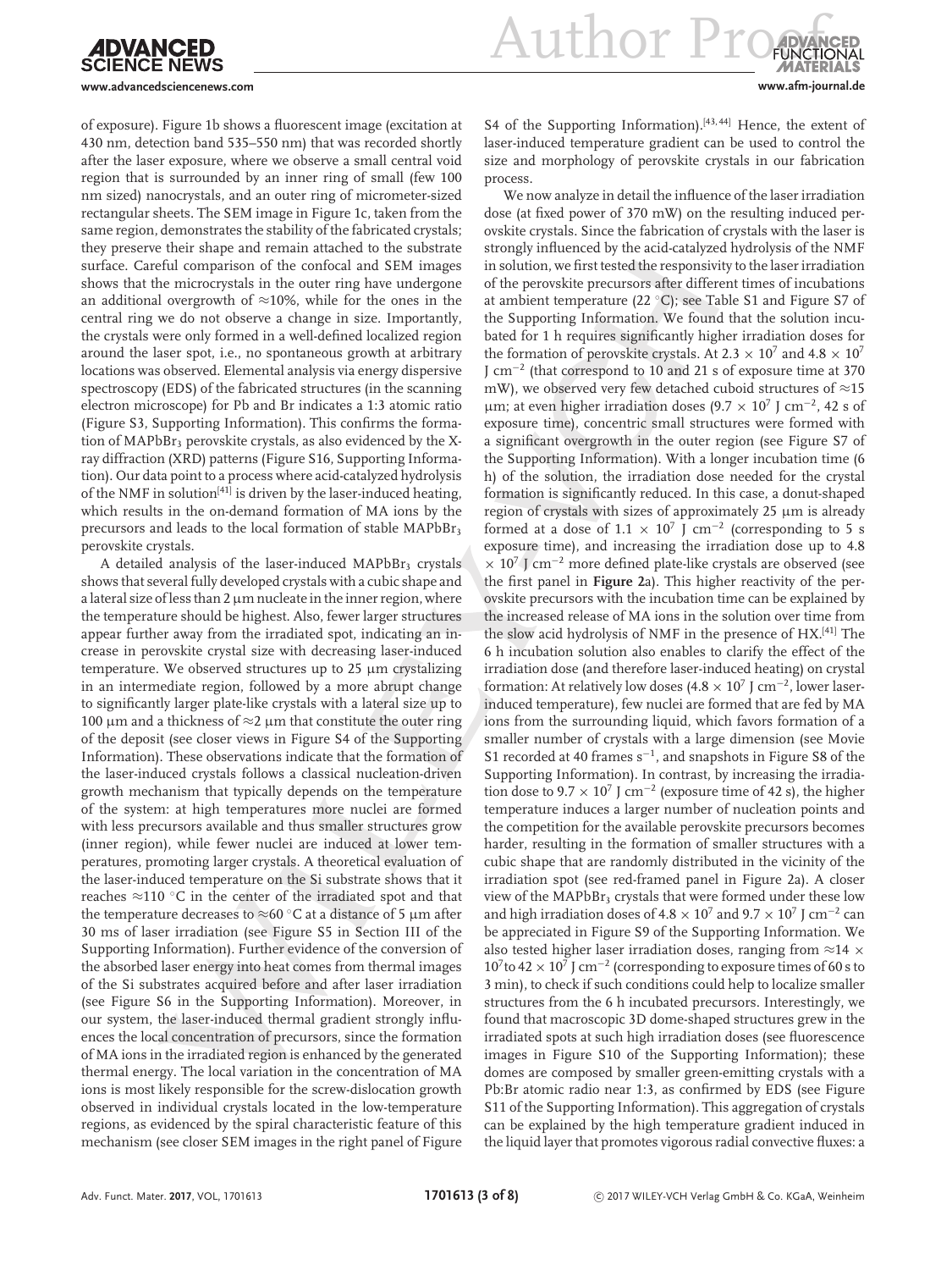of exposure). Figure 1b shows a fluorescent image (excitation at 430 nm, detection band 535–550 nm) that was recorded shortly after the laser exposure, where we observe a small central void region that is surrounded by an inner ring of small (few 100 nm sized) nanocrystals, and an outer ring of micrometer-sized rectangular sheets. The SEM image in Figure 1c, taken from the same region, demonstrates the stability of the fabricated crystals; they preserve their shape and remain attached to the substrate surface. Careful comparison of the confocal and SEM images shows that the microcrystals in the outer ring have undergone an additional overgrowth of ≈10%, while for the ones in the central ring we do not observe a change in size. Importantly, the crystals were only formed in a well-defined localized region around the laser spot, i.e., no spontaneous growth at arbitrary locations was observed. Elemental analysis via energy dispersive spectroscopy (EDS) of the fabricated structures (in the scanning electron microscope) for Pb and Br indicates a 1:3 atomic ratio (Figure S3, Supporting Information). This confirms the formation of $MAPbBr_3$ perovskite crystals, as also evidenced by the X-ray diffraction (XRD) patterns (Figure S16, Supporting Information). Our data point to a process where acid-catalyzed hydrolysis of the NMF in solution[41] is driven by the laser-induced heating, which results in the on-demand formation of MA ions by the precursors and leads to the local formation of stable $MAPbBr_3$ perovskite crystals.

A detailed analysis of the laser-induced $MAPbBr_3$ crystals shows that several fully developed crystals with a cubic shape and a lateral size of less than 2 µm nucleate in the inner region, where the temperature should be highest. Also, fewer larger structures appear further away from the irradiated spot, indicating an increase in perovskite crystal size with decreasing laser-induced temperature. We observed structures up to 25 µm crystalizing in an intermediate region, followed by a more abrupt change to significantly larger plate-like crystals with a lateral size up to 100 µm and a thickness of ≈2 µm that constitute the outer ring of the deposit (see closer views in Figure S4 of the Supporting Information). These observations indicate that the formation of the laser-induced crystals follows a classical nucleation-driven growth mechanism that typically depends on the temperature of the system: at high temperatures more nuclei are formed with less precursors available and thus smaller structures grow (inner region), while fewer nuclei are induced at lower temperatures, promoting larger crystals. A theoretical evaluation of the laser-induced temperature on the Si substrate shows that it reaches ≈110 °C in the center of the irradiated spot and that the temperature decreases to ≈60 °C at a distance of 5 µm after 30 ms of laser irradiation (see Figure S5 in Section III of the Supporting Information). Further evidence of the conversion of the absorbed laser energy into heat comes from thermal images of the Si substrates acquired before and after laser irradiation (see Figure S6 in the Supporting Information). Moreover, in our system, the laser-induced thermal gradient strongly influences the local concentration of precursors, since the formation of MA ions in the irradiated region is enhanced by the generated thermal energy. The local variation in the concentration of MA ions is most likely responsible for the screw-dislocation growth observed in individual crystals located in the low-temperature regions, as evidenced by the spiral characteristic feature of this mechanism (see closer SEM images in the right panel of Figure S4 of the Supporting Information).[43,44] Hence, the extent of laser-induced temperature gradient can be used to control the size and morphology of perovskite crystals in our fabrication process.

We now analyze in detail the influence of the laser irradiation dose (at fixed power of 370 mW) on the resulting induced perovskite crystals. Since the fabrication of crystals with the laser is strongly influenced by the acid-catalyzed hydrolysis of the NMF in solution, we first tested the responsivity to the laser irradiation of the perovskite precursors after different times of incubations at ambient temperature (22 °C); see Table S1 and Figure S7 of the Supporting Information. We found that the solution incubated for 1 h requires significantly higher irradiation doses for the formation of perovskite crystals. At $2.3 \times 10^7$ and $4.8 \times 10^7$ J cm$^{-2}$ (that correspond to 10 and 21 s of exposure time at 370 mW), we observed very few detached cuboid structures of ≈15 µm; at even higher irradiation doses ($9.7 \times 10^7$ J cm$^{-2}$, 42 s of exposure time), concentric small structures were formed with a significant overgrowth in the outer region (see Figure S7 of the Supporting Information). With a longer incubation time (6 h) of the solution, the irradiation dose needed for the crystal formation is significantly reduced. In this case, a donut-shaped region of crystals with sizes of approximately 25 µm is already formed at a dose of $1.1 \times 10^7$ J cm$^{-2}$ (corresponding to 5 s exposure time), and increasing the irradiation dose up to $4.8 \times 10^7$ J cm$^{-2}$ more defined plate-like crystals are observed (see the first panel in **Figure 2**a). This higher reactivity of the perovskite precursors with the incubation time can be explained by the increased release of MA ions in the solution over time from the slow acid hydrolysis of NMF in the presence of HX.[41] The 6 h incubation solution also enables to clarify the effect of the irradiation dose (and therefore laser-induced heating) on crystal formation: At relatively low doses ($4.8 \times 10^7$ J cm$^{-2}$, lower laser-induced temperature), few nuclei are formed that are fed by MA ions from the surrounding liquid, which favors formation of a smaller number of crystals with a large dimension (see Movie S1 recorded at 40 frames s$^{-1}$, and snapshots in Figure S8 of the Supporting Information). In contrast, by increasing the irradiation dose to $9.7 \times 10^7$ J cm$^{-2}$ (exposure time of 42 s), the higher temperature induces a larger number of nucleation points and the competition for the available perovskite precursors becomes harder, resulting in the formation of smaller structures with a cubic shape that are randomly distributed in the vicinity of the irradiation spot (see red-framed panel in Figure 2a). A closer view of the $MAPbBr_3$ crystals that were formed under these low and high irradiation doses of $4.8 \times 10^7$ and $9.7 \times 10^7$ J cm$^{-2}$ can be appreciated in Figure S9 of the Supporting Information. We also tested higher laser irradiation doses, ranging from ≈$14 \times 10^7$ to $42 \times 10^7$ J cm$^{-2}$ (corresponding to exposure times of 60 s to 3 min), to check if such conditions could help to localize smaller structures from the 6 h incubated precursors. Interestingly, we found that macroscopic 3D dome-shaped structures grew in the irradiated spots at such high irradiation doses (see fluorescence images in Figure S10 of the Supporting Information); these domes are composed by smaller green-emitting crystals with a Pb:Br atomic radio near 1:3, as confirmed by EDS (see Figure S11 of the Supporting Information). This aggregation of crystals can be explained by the high temperature gradient induced in the liquid layer that promotes vigorous radial convective fluxes: a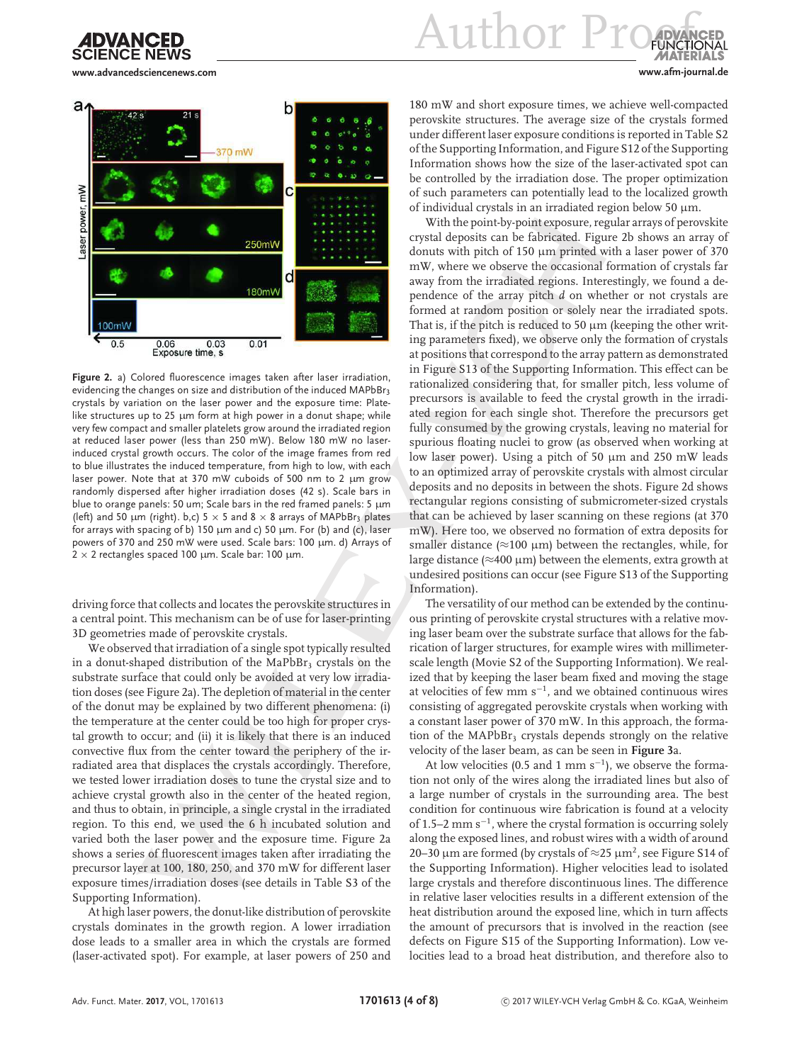Figure 2. a) Colored fluorescence images taken after laser irradiation, evidencing the changes on size and distribution of the induced $MAPbBr_3$ crystals by variation on the laser power and the exposure time: Plate-like structures up to 25 µm form at high power in a donut shape; while very few compact and smaller platelets grow around the irradiated region at reduced laser power (less than 250 mW). Below 180 mW no laser-induced crystal growth occurs. The color of the image frames from red to blue illustrates the induced temperature, from high to low, with each laser power. Note that at 370 mW cuboids of 500 nm to 2 µm grow randomly dispersed after higher irradiation doses (42 s). Scale bars in blue to orange panels: 50 um; Scale bars in the red framed panels: 5 µm (left) and 50 µm (right). b,c) 5 × 5 and 8 × 8 arrays of $MAPbBr_3$ plates for arrays with spacing of b) 150 µm and c) 50 µm. For (b) and (c), laser powers of 370 and 250 mW were used. Scale bars: 100 µm. d) Arrays of 2 × 2 rectangles spaced 100 µm. Scale bar: 100 µm.

driving force that collects and locates the perovskite structures in a central point. This mechanism can be of use for laser-printing 3D geometries made of perovskite crystals.

We observed that irradiation of a single spot typically resulted in a donut-shaped distribution of the $MaPbBr_3$ crystals on the substrate surface that could only be avoided at very low irradiation doses (see Figure 2a). The depletion of material in the center of the donut may be explained by two different phenomena: (i) the temperature at the center could be too high for proper crystal growth to occur; and (ii) it is likely that there is an induced convective flux from the center toward the periphery of the irradiated area that displaces the crystals accordingly. Therefore, we tested lower irradiation doses to tune the crystal size and to achieve crystal growth also in the center of the heated region, and thus to obtain, in principle, a single crystal in the irradiated region. To this end, we used the 6 h incubated solution and varied both the laser power and the exposure time. Figure 2a shows a series of fluorescent images taken after irradiating the precursor layer at 100, 180, 250, and 370 mW for different laser exposure times/irradiation doses (see details in Table S3 of the Supporting Information).

At high laser powers, the donut-like distribution of perovskite crystals dominates in the growth region. A lower irradiation dose leads to a smaller area in which the crystals are formed (laser-activated spot). For example, at laser powers of 250 and 180 mW and short exposure times, we achieve well-compacted perovskite structures. The average size of the crystals formed under different laser exposure conditions is reported in Table S2 of the Supporting Information, and Figure S12 of the Supporting Information shows how the size of the laser-activated spot can be controlled by the irradiation dose. The proper optimization of such parameters can potentially lead to the localized growth of individual crystals in an irradiated region below 50 µm.

With the point-by-point exposure, regular arrays of perovskite crystal deposits can be fabricated. Figure 2b shows an array of donuts with pitch of 150 µm printed with a laser power of 370 mW, where we observe the occasional formation of crystals far away from the irradiated regions. Interestingly, we found a dependence of the array pitch *d* on whether or not crystals are formed at random position or solely near the irradiated spots. That is, if the pitch is reduced to 50 µm (keeping the other writing parameters fixed), we observe only the formation of crystals at positions that correspond to the array pattern as demonstrated in Figure S13 of the Supporting Information. This effect can be rationalized considering that, for smaller pitch, less volume of precursors is available to feed the crystal growth in the irradiated region for each single shot. Therefore the precursors get fully consumed by the growing crystals, leaving no material for spurious floating nuclei to grow (as observed when working at low laser power). Using a pitch of 50 µm and 250 mW leads to an optimized array of perovskite crystals with almost circular deposits and no deposits in between the shots. Figure 2d shows rectangular regions consisting of submicrometer-sized crystals that can be achieved by laser scanning on these regions (at 370 mW). Here too, we observed no formation of extra deposits for smaller distance (≈100 µm) between the rectangles, while, for large distance (≈400 µm) between the elements, extra growth at undesired positions can occur (see Figure S13 of the Supporting Information).

The versatility of our method can be extended by the continuous printing of perovskite crystal structures with a relative moving laser beam over the substrate surface that allows for the fabrication of larger structures, for example wires with millimeter-scale length (Movie S2 of the Supporting Information). We realized that by keeping the laser beam fixed and moving the stage at velocities of few mm $s^{-1}$, and we obtained continuous wires consisting of aggregated perovskite crystals when working with a constant laser power of 370 mW. In this approach, the formation of the $MAPbBr_3$ crystals depends strongly on the relative velocity of the laser beam, as can be seen in **Figure 3**a.

At low velocities (0.5 and 1 mm $s^{-1}$), we observe the formation not only of the wires along the irradiated lines but also of a large number of crystals in the surrounding area. The best condition for continuous wire fabrication is found at a velocity of 1.5–2 mm $s^{-1}$, where the crystal formation is occurring solely along the exposed lines, and robust wires with a width of around 20–30 µm are formed (by crystals of ≈25 µm$^2$, see Figure S14 of the Supporting Information). Higher velocities lead to isolated large crystals and therefore discontinuous lines. The difference in relative laser velocities results in a different extension of the heat distribution around the exposed line, which in turn affects the amount of precursors that is involved in the reaction (see defects on Figure S15 of the Supporting Information). Low velocities lead to a broad heat distribution, and therefore also to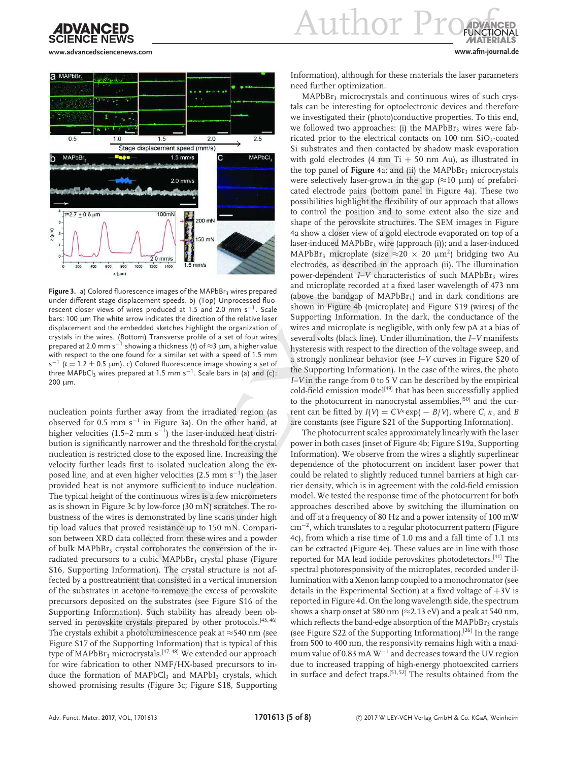**Figure 3.** a) Colored fluorescence images of the $MAPbBr_3$ wires prepared under different stage displacement speeds. b) (Top) Unprocessed fluorescent closer views of wires produced at 1.5 and 2.0 mm $s^{-1}$. Scale bars: 100 µm The white arrow indicates the direction of the relative laser displacement and the embedded sketches highlight the organization of crystals in the wires. (Bottom) Transverse profile of a set of four wires prepared at 2.0 mm $s^{-1}$ showing a thickness ($t$) of ≈3 µm, a higher value with respect to the one found for a similar set with a speed of 1.5 mm $s^{-1}$ ($t = 1.2 \pm 0.5$ µm). c) Colored fluorescence image showing a set of three $MAPbCl_3$ wires prepared at 1.5 mm $s^{-1}$. Scale bars in (a) and (c): 200 µm.

nucleation points further away from the irradiated region (as observed for 0.5 mm $s^{-1}$ in Figure 3a). On the other hand, at higher velocities (1.5–2 mm $s^{-1}$) the laser-induced heat distribution is significantly narrower and the threshold for the crystal nucleation is restricted close to the exposed line. Increasing the velocity further leads first to isolated nucleation along the exposed line, and at even higher velocities (2.5 mm $s^{-1}$) the laser provided heat is not anymore sufficient to induce nucleation. The typical height of the continuous wires is a few micrometers as is shown in Figure 3c by low-force (30 mN) scratches. The robustness of the wires is demonstrated by line scans under high tip load values that proved resistance up to 150 mN. Comparison between XRD data collected from these wires and a powder of bulk $MAPbBr_3$ crystal corroborates the conversion of the irradiated precursors to a cubic $MAPbBr_3$ crystal phase (Figure S16, Supporting Information). The crystal structure is not affected by a posttreatment that consisted in a vertical immersion of the substrates in acetone to remove the excess of perovskite precursors deposited on the substrates (see Figure S16 of the Supporting Information). Such stability has already been observed in perovskite crystals prepared by other protocols.[45,46] The crystals exhibit a photoluminescence peak at ≈540 nm (see Figure S17 of the Supporting Information) that is typical of this type of $MAPbBr_3$ microcrystals.[47,48] We extended our approach for wire fabrication to other NMF/HX-based precursors to induce the formation of $MAPbCl_3$ and $MAPbI_3$ crystals, which showed promising results (Figure 3c; Figure S18, Supporting Information), although for these materials the laser parameters need further optimization.

$MAPbBr_3$ microcrystals and continuous wires of such crystals can be interesting for optoelectronic devices and therefore we investigated their (photo)conductive properties. To this end, we followed two approaches: (i) the $MAPbBr_3$ wires were fabricated prior to the electrical contacts on 100 nm $SiO_2$-coated Si substrates and then contacted by shadow mask evaporation with gold electrodes (4 nm Ti + 50 nm Au), as illustrated in the top panel of **Figure 4**a; and (ii) the $MAPbBr_3$ microcrystals were selectively laser-grown in the gap (≈10 µm) of prefabricated electrode pairs (bottom panel in Figure 4a). These two possibilities highlight the flexibility of our approach that allows to control the position and to some extent also the size and shape of the perovskite structures. The SEM images in Figure 4a show a closer view of a gold electrode evaporated on top of a laser-induced $MAPbBr_3$ wire (approach (i)); and a laser-induced $MAPbBr_3$ microplate (size ≈20 × 20 µm$^2$) bridging two Au electrodes, as described in the approach (ii). The illumination power-dependent $I$–$V$ characteristics of such $MAPbBr_3$ wires and microplate recorded at a fixed laser wavelength of 473 nm (above the bandgap of $MAPbBr_3$) and in dark conditions are shown in Figure 4b (microplate) and Figure S19 (wires) of the Supporting Information. In the dark, the conductance of the wires and microplate is negligible, with only few pA at a bias of several volts (black line). Under illumination, the $I$–$V$ manifests hysteresis with respect to the direction of the voltage sweep, and a strongly nonlinear behavior (see $I$–$V$ curves in Figure S20 of the Supporting Information). In the case of the wires, the photo $I$–$V$ in the range from 0 to 5 V can be described by the empirical cold-field emission model[49] that has been successfully applied to the photocurrent in nanocrystal assemblies,[50] and the current can be fitted by $I(V) = CV^{\kappa}\exp(-B/V)$, where $C$, $\kappa$, and $B$ are constants (see Figure S21 of the Supporting Information).

The photocurrent scales approximately linearly with the laser power in both cases (inset of Figure 4b; Figure S19a, Supporting Information). We observe from the wires a slightly superlinear dependence of the photocurrent on incident laser power that could be related to slightly reduced tunnel barriers at high carrier density, which is in agreement with the cold-field emission model. We tested the response time of the photocurrent for both approaches described above by switching the illumination on and off at a frequency of 80 Hz and a power intensity of 100 mW cm$^{-2}$, which translates to a regular photocurrent pattern (Figure 4c), from which a rise time of 1.0 ms and a fall time of 1.1 ms can be extracted (Figure 4e). These values are in line with those reported for MA lead iodide perovskites photodetectors.[41] The spectral photoresponsivity of the microplates, recorded under illumination with a Xenon lamp coupled to a monochromator (see details in the Experimental Section) at a fixed voltage of +3V is reported in Figure 4d. On the long wavelength side, the spectrum shows a sharp onset at 580 nm (≈2.13 eV) and a peak at 540 nm, which reflects the band-edge absorption of the $MAPbBr_3$ crystals (see Figure S22 of the Supporting Information).[26] In the range from 500 to 400 nm, the responsivity remains high with a maximum value of 0.83 mA W$^{-1}$ and decreases toward the UV region due to increased trapping of high-energy photoexcited carriers in surface and defect traps.[51,52] The results obtained from the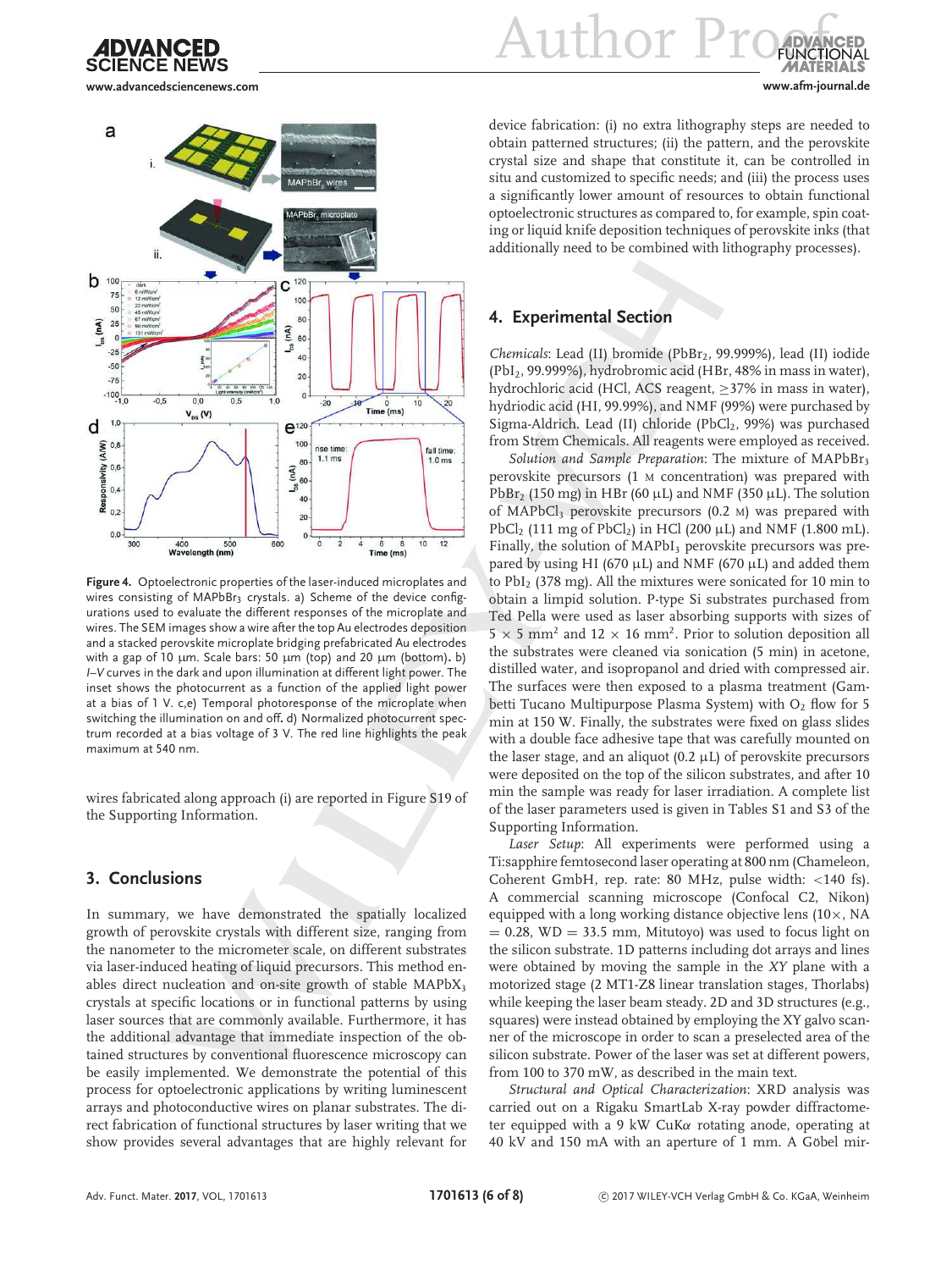Figure 4. Optoelectronic properties of the laser-induced microplates and wires consisting of $MAPbBr_3$ crystals. a) Scheme of the device configurations used to evaluate the different responses of the microplate and wires. The SEM images show a wire after the top Au electrodes deposition and a stacked perovskite microplate bridging prefabricated Au electrodes with a gap of 10 µm. Scale bars: 50 µm (top) and 20 µm (bottom). b) *I–V* curves in the dark and upon illumination at different light power. The inset shows the photocurrent as a function of the applied light power at a bias of 1 V. c,e) Temporal photoresponse of the microplate when switching the illumination on and off. d) Normalized photocurrent spectrum recorded at a bias voltage of 3 V. The red line highlights the peak maximum at 540 nm.

wires fabricated along approach (i) are reported in Figure S19 of the Supporting Information.

## 3. Conclusions

In summary, we have demonstrated the spatially localized growth of perovskite crystals with different size, ranging from the nanometer to the micrometer scale, on different substrates via laser-induced heating of liquid precursors. This method enables direct nucleation and on-site growth of stable $MAPbX_3$ crystals at specific locations or in functional patterns by using laser sources that are commonly available. Furthermore, it has the additional advantage that immediate inspection of the obtained structures by conventional fluorescence microscopy can be easily implemented. We demonstrate the potential of this process for optoelectronic applications by writing luminescent arrays and photoconductive wires on planar substrates. The direct fabrication of functional structures by laser writing that we show provides several advantages that are highly relevant for device fabrication: (i) no extra lithography steps are needed to obtain patterned structures; (ii) the pattern, and the perovskite crystal size and shape that constitute it, can be controlled in situ and customized to specific needs; and (iii) the process uses a significantly lower amount of resources to obtain functional optoelectronic structures as compared to, for example, spin coating or liquid knife deposition techniques of perovskite inks (that additionally need to be combined with lithography processes).

## 4. Experimental Section

*Chemicals*: Lead (II) bromide ($PbBr_2$, 99.999%), lead (II) iodide ($PbI_2$, 99.999%), hydrobromic acid (HBr, 48% in mass in water), hydrochloric acid (HCl, ACS reagent, ≥37% in mass in water), hydriodic acid (HI, 99.99%), and NMF (99%) were purchased by Sigma-Aldrich. Lead (II) chloride ($PbCl_2$, 99%) was purchased from Strem Chemicals. All reagents were employed as received.

*Solution and Sample Preparation*: The mixture of $MAPbBr_3$ perovskite precursors (1 M concentration) was prepared with $PbBr_2$ (150 mg) in HBr (60 µL) and NMF (350 µL). The solution of $MAPbCl_3$ perovskite precursors (0.2 M) was prepared with $PbCl_2$ (111 mg of $PbCl_2$) in HCl (200 µL) and NMF (1.800 mL). Finally, the solution of $MAPbI_3$ perovskite precursors was prepared by using HI (670 µL) and NMF (670 µL) and added them to $PbI_2$ (378 mg). All the mixtures were sonicated for 10 min to obtain a limpid solution. P-type Si substrates purchased from Ted Pella were used as laser absorbing supports with sizes of 5 × 5 mm$^2$ and 12 × 16 mm$^2$. Prior to solution deposition all the substrates were cleaned via sonication (5 min) in acetone, distilled water, and isopropanol and dried with compressed air. The surfaces were then exposed to a plasma treatment (Gambetti Tucano Multipurpose Plasma System) with $O_2$ flow for 5 min at 150 W. Finally, the substrates were fixed on glass slides with a double face adhesive tape that was carefully mounted on the laser stage, and an aliquot (0.2 µL) of perovskite precursors were deposited on the top of the silicon substrates, and after 10 min the sample was ready for laser irradiation. A complete list of the laser parameters used is given in Tables S1 and S3 of the Supporting Information.

*Laser Setup*: All experiments were performed using a Ti:sapphire femtosecond laser operating at 800 nm (Chameleon, Coherent GmbH, rep. rate: 80 MHz, pulse width: <140 fs). A commercial scanning microscope (Confocal C2, Nikon) equipped with a long working distance objective lens (10×, NA = 0.28, WD = 33.5 mm, Mitutoyo) was used to focus light on the silicon substrate. 1D patterns including dot arrays and lines were obtained by moving the sample in the *XY* plane with a motorized stage (2 MT1-Z8 linear translation stages, Thorlabs) while keeping the laser beam steady. 2D and 3D structures (e.g., squares) were instead obtained by employing the XY galvo scanner of the microscope in order to scan a preselected area of the silicon substrate. Power of the laser was set at different powers, from 100 to 370 mW, as described in the main text.

*Structural and Optical Characterization*: XRD analysis was carried out on a Rigaku SmartLab X-ray powder diffractometer equipped with a 9 kW CuKα rotating anode, operating at 40 kV and 150 mA with an aperture of 1 mm. A Göbel mir-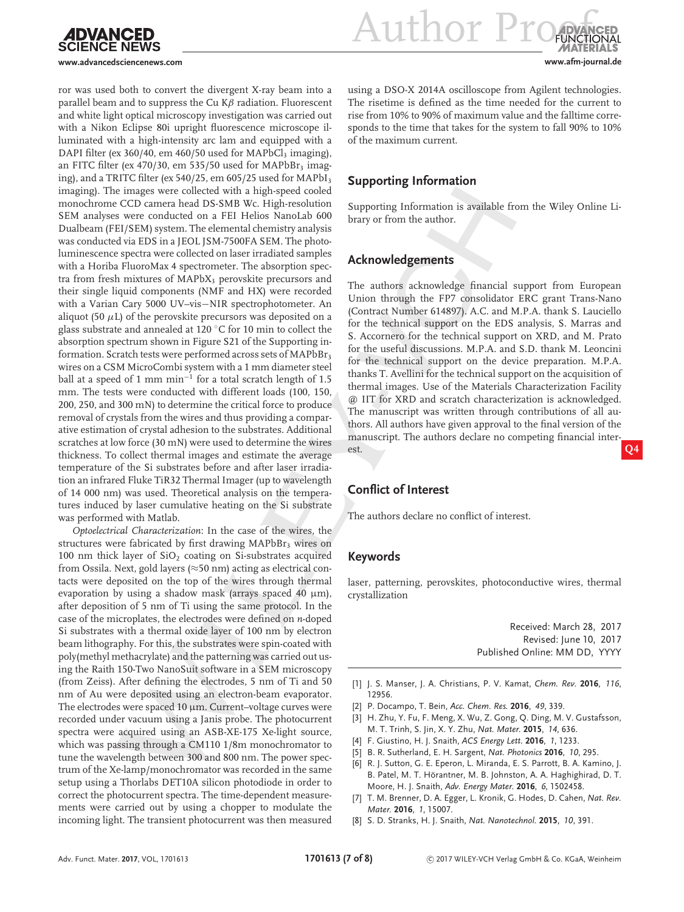ror was used both to convert the divergent X-ray beam into a parallel beam and to suppress the Cu K$\beta$ radiation. Fluorescent and white light optical microscopy investigation was carried out with a Nikon Eclipse 80i upright fluorescence microscope illuminated with a high-intensity arc lam and equipped with a DAPI filter (ex 360/40, em 460/50 used for $MAPbCl_3$ imaging), an FITC filter (ex 470/30, em 535/50 used for $MAPbBr_3$ imaging), and a TRITC filter (ex 540/25, em 605/25 used for $MAPbI_3$ imaging). The images were collected with a high-speed cooled monochrome CCD camera head DS-SMB Wc. High-resolution SEM analyses were conducted on a FEI Helios NanoLab 600 Dualbeam (FEI/SEM) system. The elemental chemistry analysis was conducted via EDS in a JEOL JSM-7500FA SEM. The photoluminescence spectra were collected on laser irradiated samples with a Horiba FluoroMax 4 spectrometer. The absorption spectra from fresh mixtures of $MAPbX_3$ perovskite precursors and their single liquid components (NMF and HX) were recorded with a Varian Cary 5000 UV–vis−NIR spectrophotometer. An aliquot (50 $\mu$L) of the perovskite precursors was deposited on a glass substrate and annealed at 120 °C for 10 min to collect the absorption spectrum shown in Figure S21 of the Supporting Information. Scratch tests were performed across sets of $MAPbBr_3$ wires on a CSM MicroCombi system with a 1 mm diameter steel ball at a speed of 1 mm $min^{-1}$ for a total scratch length of 1.5 mm. The tests were conducted with different loads (100, 150, 200, 250, and 300 mN) to determine the critical force to produce removal of crystals from the wires and thus providing a comparative estimation of crystal adhesion to the substrates. Additional scratches at low force (30 mN) were used to determine the wires thickness. To collect thermal images and estimate the average temperature of the Si substrates before and after laser irradiation an infrared Fluke TiR32 Thermal Imager (up to wavelength of 14 000 nm) was used. Theoretical analysis on the temperatures induced by laser cumulative heating on the Si substrate was performed with Matlab.

*Optoelectrical Characterization*: In the case of the wires, the structures were fabricated by first drawing $MAPbBr_3$ wires on 100 nm thick layer of $SiO_2$ coating on Si-substrates acquired from Ossila. Next, gold layers (≈50 nm) acting as electrical contacts were deposited on the top of the wires through thermal evaporation by using a shadow mask (arrays spaced 40 µm), after deposition of 5 nm of Ti using the same protocol. In the case of the microplates, the electrodes were defined on *n*-doped Si substrates with a thermal oxide layer of 100 nm by electron beam lithography. For this, the substrates were spin-coated with poly(methyl methacrylate) and the patterning was carried out using the Raith 150-Two NanoSuit software in a SEM microscopy (from Zeiss). After defining the electrodes, 5 nm of Ti and 50 nm of Au were deposited using an electron-beam evaporator. The electrodes were spaced 10 µm. Current–voltage curves were recorded under vacuum using a Janis probe. The photocurrent spectra were acquired using an ASB-XE-175 Xe-light source, which was passing through a CM110 1/8m monochromator to tune the wavelength between 300 and 800 nm. The power spectrum of the Xe-lamp/monochromator was recorded in the same setup using a Thorlabs DET10A silicon photodiode in order to correct the photocurrent spectra. The time-dependent measurements were carried out by using a chopper to modulate the incoming light. The transient photocurrent was then measured using a DSO-X 2014A oscilloscope from Agilent technologies. The risetime is defined as the time needed for the current to rise from 10% to 90% of maximum value and the falltime corresponds to the time that takes for the system to fall 90% to 10% of the maximum current.

## Supporting Information

Supporting Information is available from the Wiley Online Library or from the author.

## Acknowledgements

The authors acknowledge financial support from European Union through the FP7 consolidator ERC grant Trans-Nano (Contract Number 614897). A.C. and M.P.A. thank S. Lauciello for the technical support on the EDS analysis, S. Marras and S. Accornero for the technical support on XRD, and M. Prato for the useful discussions. M.P.A. and S.D. thank M. Leoncini for the technical support on the device preparation. M.P.A. thanks T. Avellini for the technical support on the acquisition of thermal images. Use of the Materials Characterization Facility @ IIT for XRD and scratch characterization is acknowledged. The manuscript was written through contributions of all authors. All authors have given approval to the final version of the manuscript. The authors declare no competing financial interest.

## Conflict of Interest

The authors declare no conflict of interest.

## Keywords

laser, patterning, perovskites, photoconductive wires, thermal crystallization

Received: March 28, 2017
Revised: June 10, 2017
Published Online: MM DD, YYYY

[1] J. S. Manser, J. A. Christians, P. V. Kamat, *Chem. Rev.* **2016**, *116*, 12956.
[2] P. Docampo, T. Bein, *Acc. Chem. Res.* **2016**, *49*, 339.
[3] H. Zhu, Y. Fu, F. Meng, X. Wu, Z. Gong, Q. Ding, M. V. Gustafsson, M. T. Trinh, S. Jin, X. Y. Zhu, *Nat. Mater.* **2015**, *14*, 636.
[4] F. Giustino, H. J. Snaith, *ACS Energy Lett.* **2016**, *1*, 1233.
[5] B. R. Sutherland, E. H. Sargent, *Nat. Photonics* **2016**, *10*, 295.
[6] R. J. Sutton, G. E. Eperon, L. Miranda, E. S. Parrott, B. A. Kamino, J. B. Patel, M. T. Hörantner, M. B. Johnston, A. A. Haghighirad, D. T. Moore, H. J. Snaith, *Adv. Energy Mater.* **2016**, *6*, 1502458.
[7] T. M. Brenner, D. A. Egger, L. Kronik, G. Hodes, D. Cahen, *Nat. Rev. Mater.* **2016**, *1*, 15007.
[8] S. D. Stranks, H. J. Snaith, *Nat. Nanotechnol.* **2015**, *10*, 391.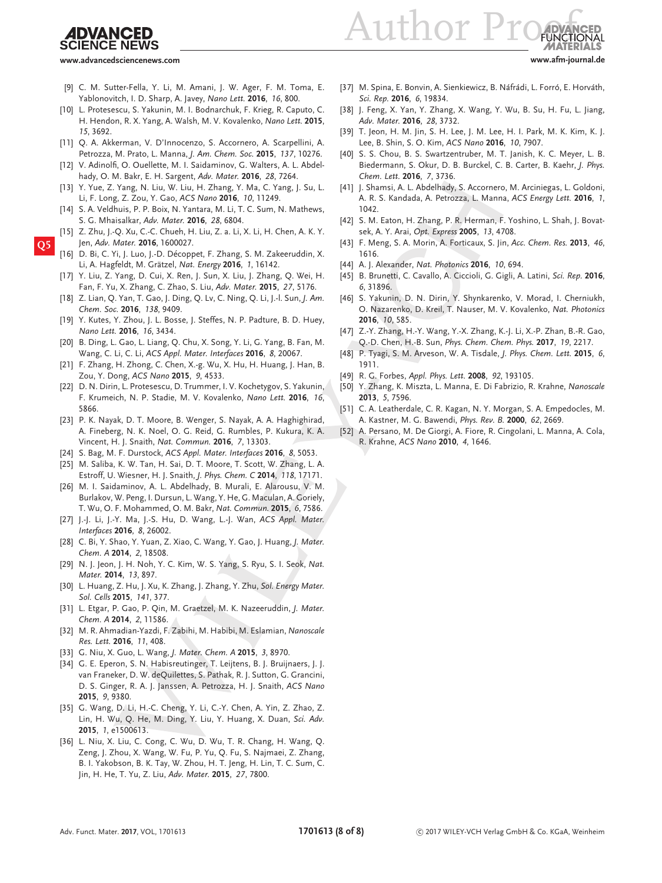[9] C. M. Sutter-Fella, Y. Li, M. Amani, J. W. Ager, F. M. Toma, E. Yablonovitch, I. D. Sharp, A. Javey, *Nano Lett.* **2016**, *16*, 800.

[10] L. Protesescu, S. Yakunin, M. I. Bodnarchuk, F. Krieg, R. Caputo, C. H. Hendon, R. X. Yang, A. Walsh, M. V. Kovalenko, *Nano Lett.* **2015**, *15*, 3692.

[11] Q. A. Akkerman, V. D'Innocenzo, S. Accornero, A. Scarpellini, A. Petrozza, M. Prato, L. Manna, *J. Am. Chem. Soc.* **2015**, *137*, 10276.

[12] V. Adinolfi, O. Ouellette, M. I. Saidaminov, G. Walters, A. L. Abdelhady, O. M. Bakr, E. H. Sargent, *Adv. Mater.* **2016**, *28*, 7264.

[13] Y. Yue, Z. Yang, N. Liu, W. Liu, H. Zhang, Y. Ma, C. Yang, J. Su, L. Li, F. Long, Z. Zou, Y. Gao, *ACS Nano* **2016**, *10*, 11249.

[14] S. A. Veldhuis, P. P. Boix, N. Yantara, M. Li, T. C. Sum, N. Mathews, S. G. Mhaisalkar, *Adv. Mater.* **2016**, *28*, 6804.

[15] Z. Zhu, J.-Q. Xu, C.-C. Chueh, H. Liu, Z. a. Li, X. Li, H. Chen, A. K. Y. Jen, *Adv. Mater.* **2016**, 1600027.

[16] D. Bi, C. Yi, J. Luo, J.-D. Décoppet, F. Zhang, S. M. Zakeeruddin, X. Li, A. Hagfeldt, M. Grätzel, *Nat. Energy* **2016**, *1*, 16142.

[17] Y. Liu, Z. Yang, D. Cui, X. Ren, J. Sun, X. Liu, J. Zhang, Q. Wei, H. Fan, F. Yu, X. Zhang, C. Zhao, S. Liu, *Adv. Mater.* **2015**, *27*, 5176.

[18] Z. Lian, Q. Yan, T. Gao, J. Ding, Q. Lv, C. Ning, Q. Li, J.-l. Sun, *J. Am. Chem. Soc.* **2016**, *138*, 9409.

[19] Y. Kutes, Y. Zhou, J. L. Bosse, J. Steffes, N. P. Padture, B. D. Huey, *Nano Lett.* **2016**, *16*, 3434.

[20] B. Ding, L. Gao, L. Liang, Q. Chu, X. Song, Y. Li, G. Yang, B. Fan, M. Wang, C. Li, C. Li, *ACS Appl. Mater. Interfaces* **2016**, *8*, 20067.

[21] F. Zhang, H. Zhong, C. Chen, X.-g. Wu, X. Hu, H. Huang, J. Han, B. Zou, Y. Dong, *ACS Nano* **2015**, *9*, 4533.

[22] D. N. Dirin, L. Protesescu, D. Trummer, I. V. Kochetygov, S. Yakunin, F. Krumeich, N. P. Stadie, M. V. Kovalenko, *Nano Lett.* **2016**, *16*, 5866.

[23] P. K. Nayak, D. T. Moore, B. Wenger, S. Nayak, A. A. Haghighirad, A. Fineberg, N. K. Noel, O. G. Reid, G. Rumbles, P. Kukura, K. A. Vincent, H. J. Snaith, *Nat. Commun.* **2016**, *7*, 13303.

[24] S. Bag, M. F. Durstock, *ACS Appl. Mater. Interfaces* **2016**, *8*, 5053.

[25] M. Saliba, K. W. Tan, H. Sai, D. T. Moore, T. Scott, W. Zhang, L. A. Estroff, U. Wiesner, H. J. Snaith, *J. Phys. Chem. C* **2014**, *118*, 17171.

[26] M. I. Saidaminov, A. L. Abdelhady, B. Murali, E. Alarousu, V. M. Burlakov, W. Peng, I. Dursun, L. Wang, Y. He, G. Maculan, A. Goriely, T. Wu, O. F. Mohammed, O. M. Bakr, *Nat. Commun.* **2015**, *6*, 7586.

[27] J.-J. Li, J.-Y. Ma, J.-S. Hu, D. Wang, L.-J. Wan, *ACS Appl. Mater. Interfaces* **2016**, *8*, 26002.

[28] C. Bi, Y. Shao, Y. Yuan, Z. Xiao, C. Wang, Y. Gao, J. Huang, *J. Mater. Chem. A* **2014**, *2*, 18508.

[29] N. J. Jeon, J. H. Noh, Y. C. Kim, W. S. Yang, S. Ryu, S. I. Seok, *Nat. Mater.* **2014**, *13*, 897.

[30] L. Huang, Z. Hu, J. Xu, K. Zhang, J. Zhang, Y. Zhu, *Sol. Energy Mater. Sol. Cells* **2015**, *141*, 377.

[31] L. Etgar, P. Gao, P. Qin, M. Graetzel, M. K. Nazeeruddin, *J. Mater. Chem. A* **2014**, *2*, 11586.

[32] M. R. Ahmadian-Yazdi, F. Zabihi, M. Habibi, M. Eslamian, *Nanoscale Res. Lett.* **2016**, *11*, 408.

[33] G. Niu, X. Guo, L. Wang, *J. Mater. Chem. A* **2015**, *3*, 8970.

[34] G. E. Eperon, S. N. Habisreutinger, T. Leijtens, B. J. Bruijnaers, J. J. van Franeker, D. W. deQuilettes, S. Pathak, R. J. Sutton, G. Grancini, D. S. Ginger, R. A. J. Janssen, A. Petrozza, H. J. Snaith, *ACS Nano* **2015**, *9*, 9380.

[35] G. Wang, D. Li, H.-C. Cheng, Y. Li, C.-Y. Chen, A. Yin, Z. Zhao, Z. Lin, H. Wu, Q. He, M. Ding, Y. Liu, Y. Huang, X. Duan, *Sci. Adv.* **2015**, *1*, e1500613.

[36] L. Niu, X. Liu, C. Cong, C. Wu, D. Wu, T. R. Chang, H. Wang, Q. Zeng, J. Zhou, X. Wang, W. Fu, P. Yu, Q. Fu, S. Najmaei, Z. Zhang, B. I. Yakobson, B. K. Tay, W. Zhou, H. T. Jeng, H. Lin, T. C. Sum, C. Jin, H. He, T. Yu, Z. Liu, *Adv. Mater.* **2015**, *27*, 7800.

[37] M. Spina, E. Bonvin, A. Sienkiewicz, B. Náfrádi, L. Forró, E. Horváth, *Sci. Rep.* **2016**, *6*, 19834.

[38] J. Feng, X. Yan, Y. Zhang, X. Wang, Y. Wu, B. Su, H. Fu, L. Jiang, *Adv. Mater.* **2016**, *28*, 3732.

[39] T. Jeon, H. M. Jin, S. H. Lee, J. M. Lee, H. I. Park, M. K. Kim, K. J. Lee, B. Shin, S. O. Kim, *ACS Nano* **2016**, *10*, 7907.

[40] S. S. Chou, B. S. Swartzentruber, M. T. Janish, K. C. Meyer, L. B. Biedermann, S. Okur, D. B. Burckel, C. B. Carter, B. Kaehr, *J. Phys. Chem. Lett.* **2016**, *7*, 3736.

[41] J. Shamsi, A. L. Abdelhady, S. Accornero, M. Arciniegas, L. Goldoni, A. R. S. Kandada, A. Petrozza, L. Manna, *ACS Energy Lett.* **2016**, *1*, 1042.

[42] S. M. Eaton, H. Zhang, P. R. Herman, F. Yoshino, L. Shah, J. Bovatsek, A. Y. Arai, *Opt. Express* **2005**, *13*, 4708.

[43] F. Meng, S. A. Morin, A. Forticaux, S. Jin, *Acc. Chem. Res.* **2013**, *46*, 1616.

[44] A. J. Alexander, *Nat. Photonics* **2016**, *10*, 694.

[45] B. Brunetti, C. Cavallo, A. Ciccioli, G. Gigli, A. Latini, *Sci. Rep.* **2016**, *6*, 31896.

[46] S. Yakunin, D. N. Dirin, Y. Shynkarenko, V. Morad, I. Cherniukh, O. Nazarenko, D. Kreil, T. Nauser, M. V. Kovalenko, *Nat. Photonics* **2016**, *10*, 585.

[47] Z.-Y. Zhang, H.-Y. Wang, Y.-X. Zhang, K.-J. Li, X.-P. Zhan, B.-R. Gao, Q.-D. Chen, H.-B. Sun, *Phys. Chem. Chem. Phys.* **2017**, *19*, 2217.

[48] P. Tyagi, S. M. Arveson, W. A. Tisdale, *J. Phys. Chem. Lett.* **2015**, *6*, 1911.

[49] R. G. Forbes, *Appl. Phys. Lett.* **2008**, *92*, 193105.

[50] Y. Zhang, K. Miszta, L. Manna, E. Di Fabrizio, R. Krahne, *Nanoscale* **2013**, *5*, 7596.

[51] C. A. Leatherdale, C. R. Kagan, N. Y. Morgan, S. A. Empedocles, M. A. Kastner, M. G. Bawendi, *Phys. Rev. B.* **2000**, *62*, 2669.

[52] A. Persano, M. De Giorgi, A. Fiore, R. Cingolani, L. Manna, A. Cola, R. Krahne, *ACS Nano* **2010**, *4*, 1646.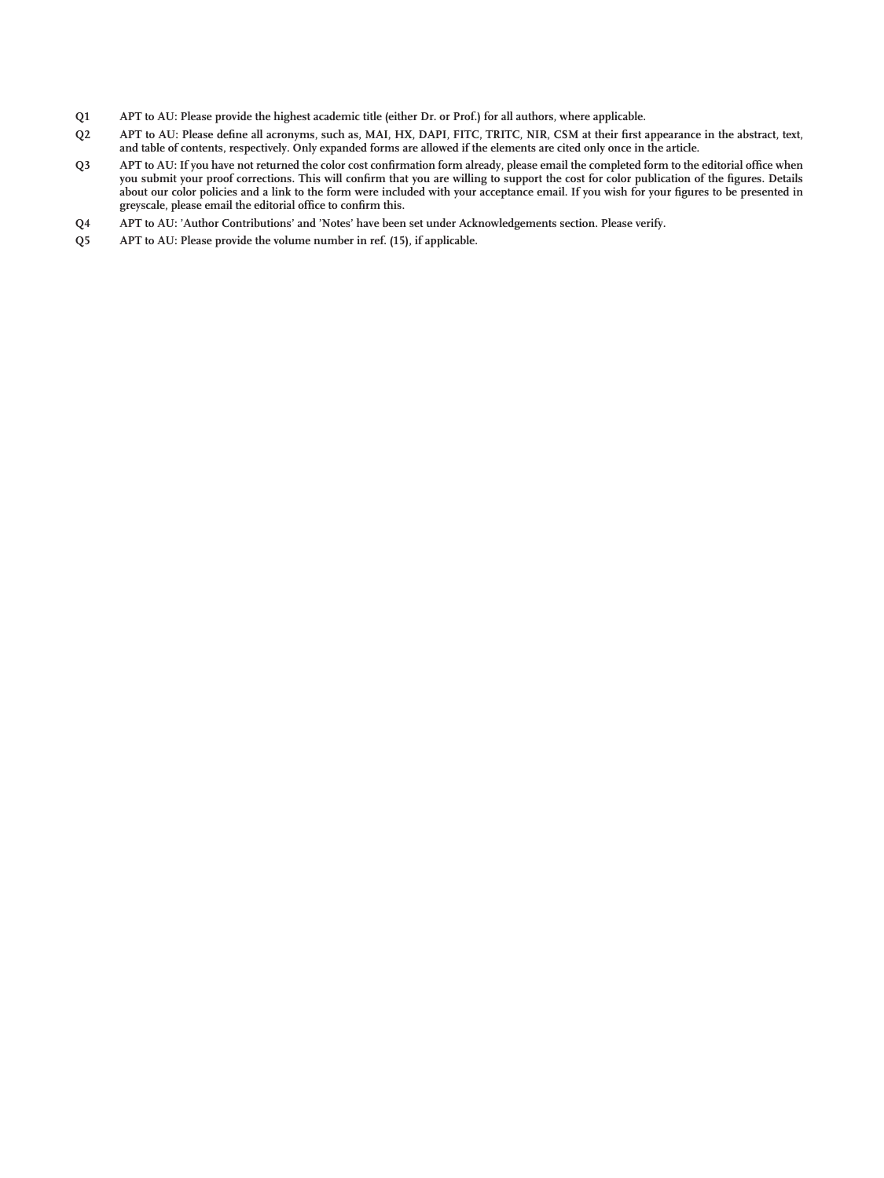Q1 APT to AU: Please provide the highest academic title (either Dr. or Prof.) for all authors, where applicable.

Q2 APT to AU: Please define all acronyms, such as, MAI, HX, DAPI, FITC, TRITC, NIR, CSM at their first appearance in the abstract, text, and table of contents, respectively. Only expanded forms are allowed if the elements are cited only once in the article.

Q3 APT to AU: If you have not returned the color cost confirmation form already, please email the completed form to the editorial office when you submit your proof corrections. This will confirm that you are willing to support the cost for color publication of the figures. Details about our color policies and a link to the form were included with your acceptance email. If you wish for your figures to be presented in greyscale, please email the editorial office to confirm this.

Q4 APT to AU: 'Author Contributions' and 'Notes' have been set under Acknowledgements section. Please verify.

Q5 APT to AU: Please provide the volume number in ref. (15), if applicable.